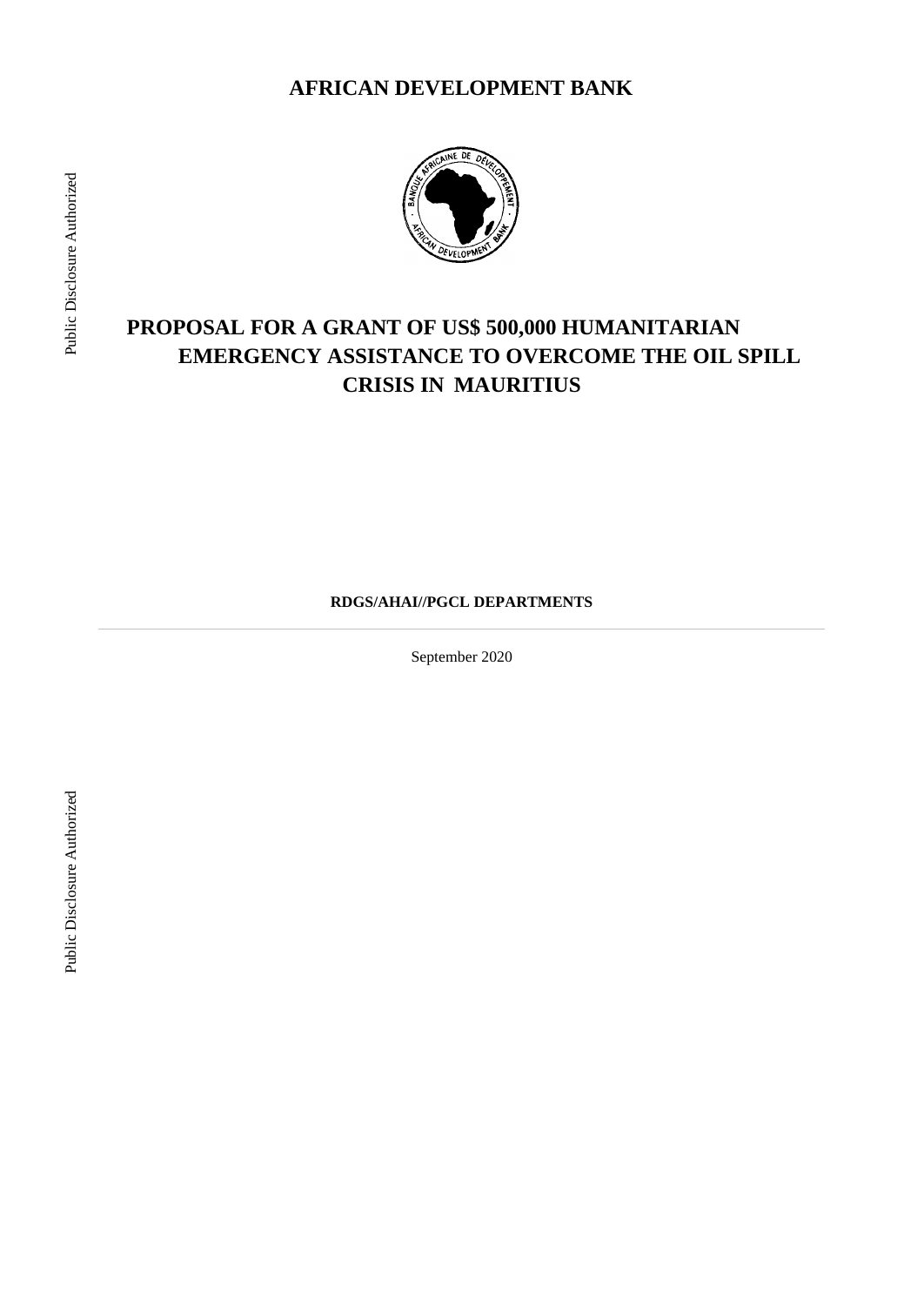# AFRICAN DEVELOPMENT BANK

# PROPOSAL FOR A GRANT OF US$ 500,000 HUMANITARIAN EMERGENCY ASSISTANCE TO OVERCOME THE OIL SPILL CRISIS IN MAURITIUS

**RDGS/AHAI//PGCL DEPARTMENTS**

September 2020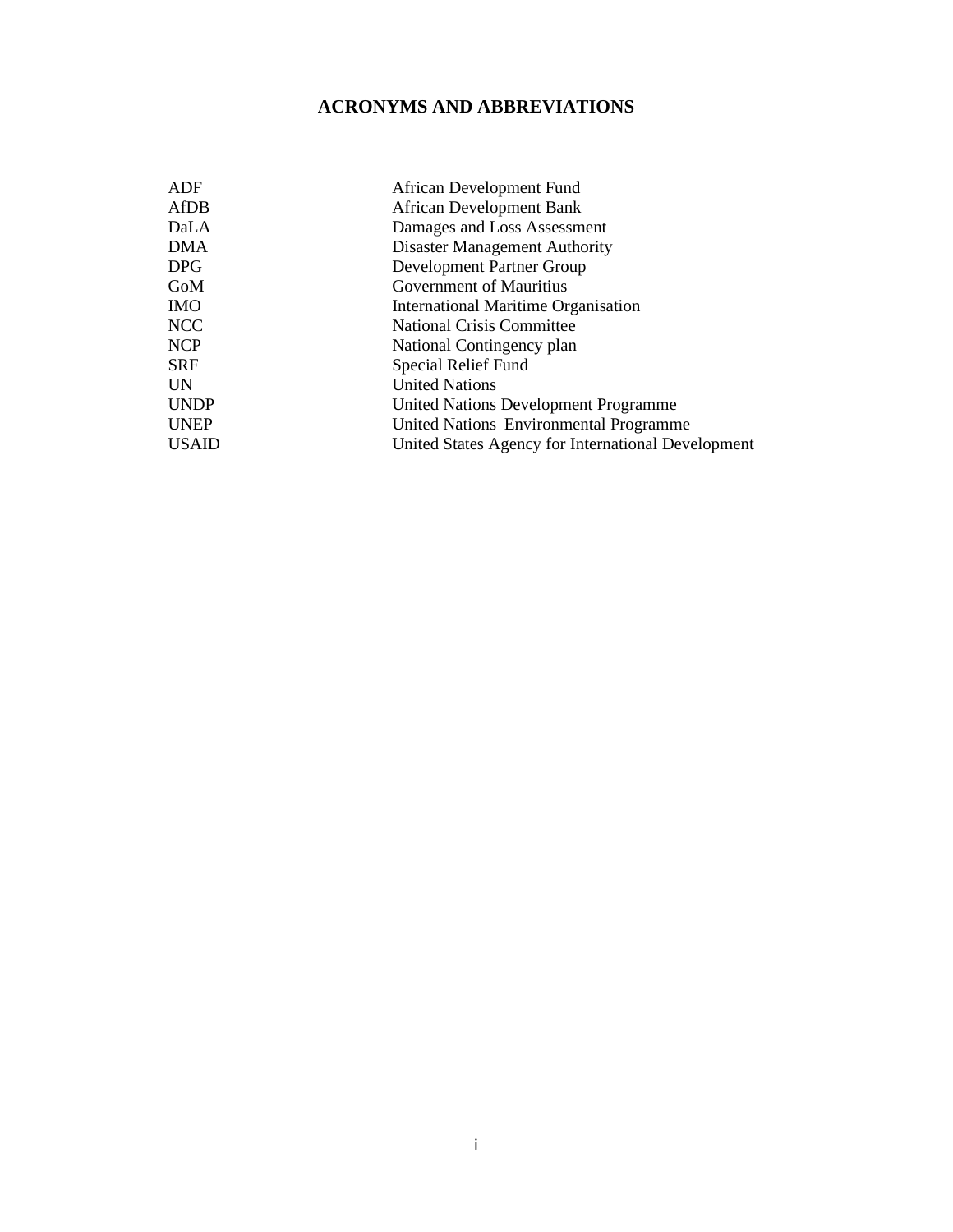# ACRONYMS AND ABBREVIATIONS

| | |
|---|---|
| ADF | African Development Fund |
| AfDB | African Development Bank |
| DaLA | Damages and Loss Assessment |
| DMA | Disaster Management Authority |
| DPG | Development Partner Group |
| GoM | Government of Mauritius |
| IMO | International Maritime Organisation |
| NCC | National Crisis Committee |
| NCP | National Contingency plan |
| SRF | Special Relief Fund |
| UN | United Nations |
| UNDP | United Nations Development Programme |
| UNEP | United Nations Environmental Programme |
| USAID | United States Agency for International Development |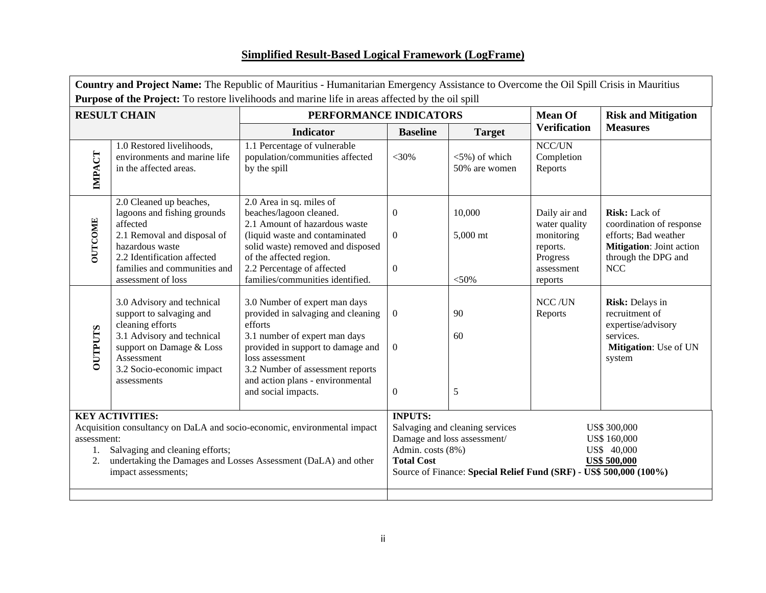# Simplified Result-Based Logical Framework (LogFrame)

**Country and Project Name:** The Republic of Mauritius - Humanitarian Emergency Assistance to Overcome the Oil Spill Crisis in Mauritius

**Purpose of the Project:** To restore livelihoods and marine life in areas affected by the oil spill

| RESULT CHAIN | | PERFORMANCE INDICATORS | | | Mean Of Verification | Risk and Mitigation Measures |
|---|---|---|---|---|---|---|
| | | **Indicator** | **Baseline** | **Target** | | |
| **IMPACT** | 1.0 Restored livelihoods, environments and marine life in the affected areas. | 1.1 Percentage of vulnerable population/communities affected by the spill | <30% | <5%) of which 50% are women | NCC/UN Completion Reports | |
| **OUTCOME** | 2.0 Cleaned up beaches, lagoons and fishing grounds affected<br>2.1 Removal and disposal of hazardous waste<br>2.2 Identification affected families and communities and assessment of loss | 2.0 Area in sq. miles of beaches/lagoon cleaned.<br>2.1 Amount of hazardous waste (liquid waste and contaminated solid waste) removed and disposed of the affected region.<br>2.2 Percentage of affected families/communities identified. | 0<br>0<br>0 | 10,000<br>5,000 mt<br><50% | Daily air and water quality monitoring reports. Progress assessment reports | **Risk:** Lack of coordination of response efforts; Bad weather<br>**Mitigation**: Joint action through the DPG and NCC |
| **OUTPUTS** | 3.0 Advisory and technical support to salvaging and cleaning efforts<br>3.1 Advisory and technical support on Damage & Loss Assessment<br>3.2 Socio-economic impact assessments | 3.0 Number of expert man days provided in salvaging and cleaning efforts<br>3.1 number of expert man days provided in support to damage and loss assessment<br>3.2 Number of assessment reports and action plans - environmental and social impacts. | 0<br>0<br>0 | 90<br>60<br>5 | NCC /UN Reports | **Risk:** Delays in recruitment of expertise/advisory services.<br>**Mitigation**: Use of UN system |

| KEY ACTIVITIES: | INPUTS: |
|---|---|
| Acquisition consultancy on DaLA and socio-economic, environmental impact assessment:<br>1. Salvaging and cleaning efforts;<br>2. undertaking the Damages and Losses Assessment (DaLA) and other impact assessments; | Salvaging and cleaning services — US$ 300,000<br>Damage and loss assessment/ — US$ 160,000<br>Admin. costs (8%) — US$ 40,000<br>**Total Cost** — **US$ 500,000**<br>Source of Finance: **Special Relief Fund (SRF) - US$ 500,000 (100%)** |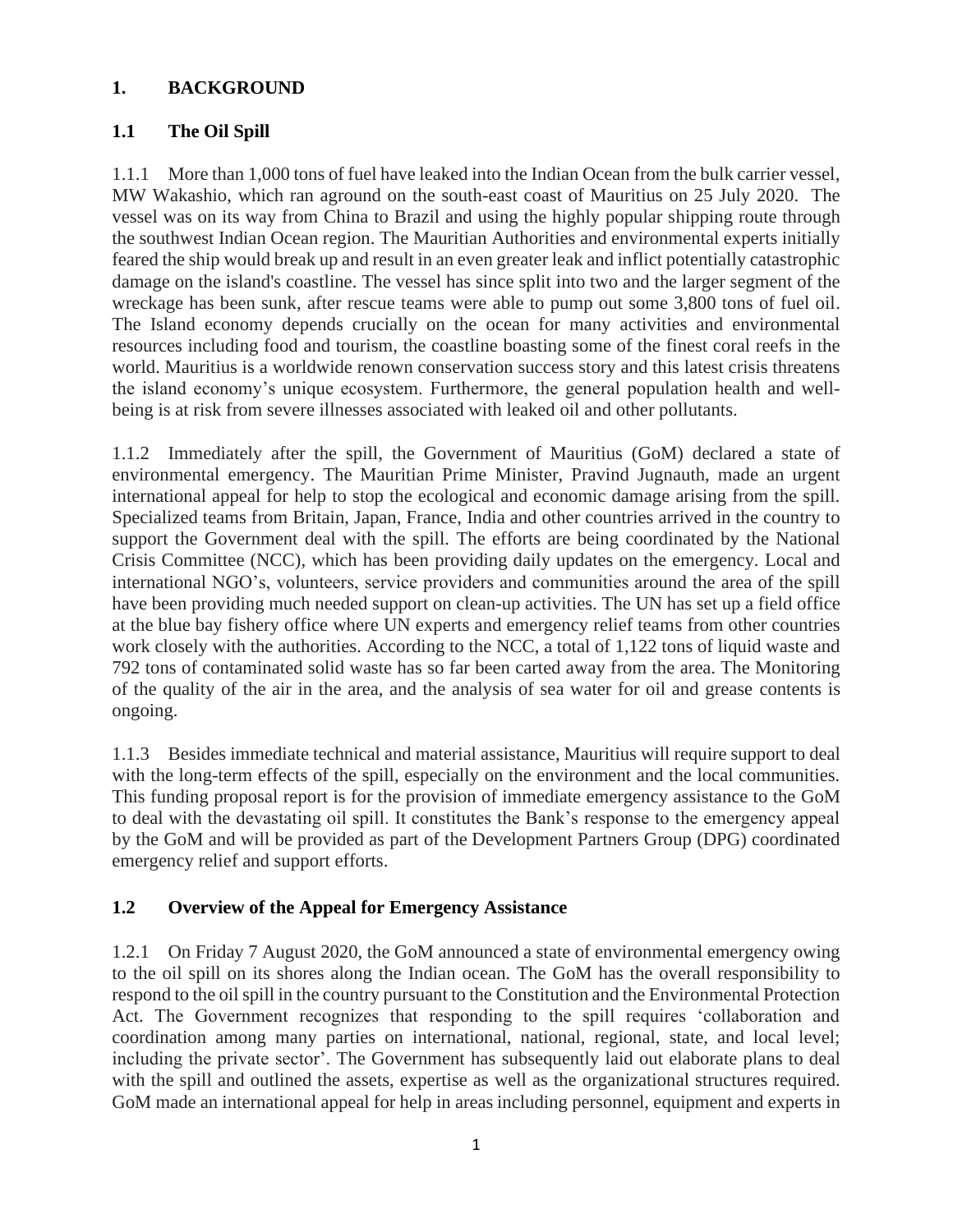## 1. BACKGROUND

### 1.1 The Oil Spill

1.1.1 More than 1,000 tons of fuel have leaked into the Indian Ocean from the bulk carrier vessel, MW Wakashio, which ran aground on the south-east coast of Mauritius on 25 July 2020. The vessel was on its way from China to Brazil and using the highly popular shipping route through the southwest Indian Ocean region. The Mauritian Authorities and environmental experts initially feared the ship would break up and result in an even greater leak and inflict potentially catastrophic damage on the island's coastline. The vessel has since split into two and the larger segment of the wreckage has been sunk, after rescue teams were able to pump out some 3,800 tons of fuel oil. The Island economy depends crucially on the ocean for many activities and environmental resources including food and tourism, the coastline boasting some of the finest coral reefs in the world. Mauritius is a worldwide renown conservation success story and this latest crisis threatens the island economy's unique ecosystem. Furthermore, the general population health and well-being is at risk from severe illnesses associated with leaked oil and other pollutants.

1.1.2 Immediately after the spill, the Government of Mauritius (GoM) declared a state of environmental emergency. The Mauritian Prime Minister, Pravind Jugnauth, made an urgent international appeal for help to stop the ecological and economic damage arising from the spill. Specialized teams from Britain, Japan, France, India and other countries arrived in the country to support the Government deal with the spill. The efforts are being coordinated by the National Crisis Committee (NCC), which has been providing daily updates on the emergency. Local and international NGO's, volunteers, service providers and communities around the area of the spill have been providing much needed support on clean-up activities. The UN has set up a field office at the blue bay fishery office where UN experts and emergency relief teams from other countries work closely with the authorities. According to the NCC, a total of 1,122 tons of liquid waste and 792 tons of contaminated solid waste has so far been carted away from the area. The Monitoring of the quality of the air in the area, and the analysis of sea water for oil and grease contents is ongoing.

1.1.3 Besides immediate technical and material assistance, Mauritius will require support to deal with the long-term effects of the spill, especially on the environment and the local communities. This funding proposal report is for the provision of immediate emergency assistance to the GoM to deal with the devastating oil spill. It constitutes the Bank's response to the emergency appeal by the GoM and will be provided as part of the Development Partners Group (DPG) coordinated emergency relief and support efforts.

### 1.2 Overview of the Appeal for Emergency Assistance

1.2.1 On Friday 7 August 2020, the GoM announced a state of environmental emergency owing to the oil spill on its shores along the Indian ocean. The GoM has the overall responsibility to respond to the oil spill in the country pursuant to the Constitution and the Environmental Protection Act. The Government recognizes that responding to the spill requires 'collaboration and coordination among many parties on international, national, regional, state, and local level; including the private sector'. The Government has subsequently laid out elaborate plans to deal with the spill and outlined the assets, expertise as well as the organizational structures required. GoM made an international appeal for help in areas including personnel, equipment and experts in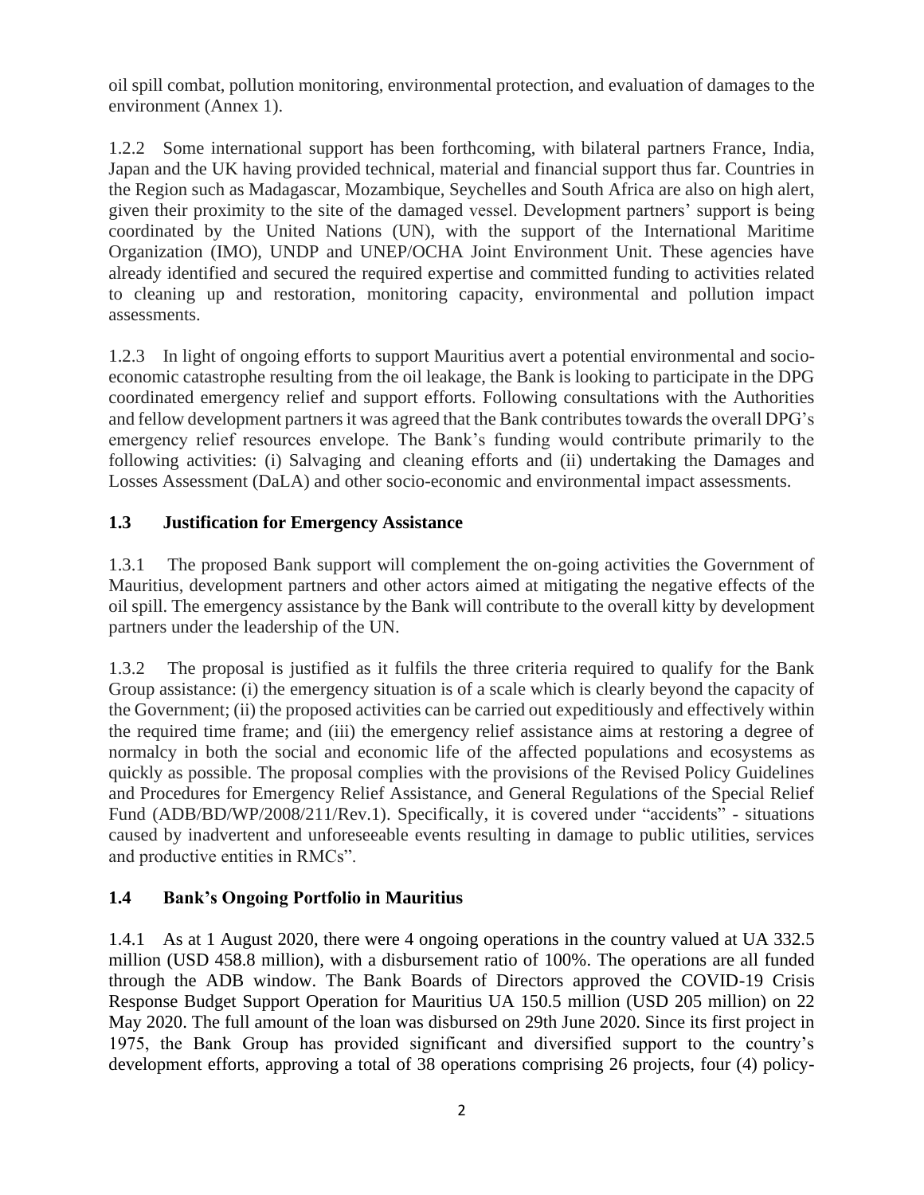oil spill combat, pollution monitoring, environmental protection, and evaluation of damages to the environment (Annex 1).

1.2.2 Some international support has been forthcoming, with bilateral partners France, India, Japan and the UK having provided technical, material and financial support thus far. Countries in the Region such as Madagascar, Mozambique, Seychelles and South Africa are also on high alert, given their proximity to the site of the damaged vessel. Development partners' support is being coordinated by the United Nations (UN), with the support of the International Maritime Organization (IMO), UNDP and UNEP/OCHA Joint Environment Unit. These agencies have already identified and secured the required expertise and committed funding to activities related to cleaning up and restoration, monitoring capacity, environmental and pollution impact assessments.

1.2.3 In light of ongoing efforts to support Mauritius avert a potential environmental and socio-economic catastrophe resulting from the oil leakage, the Bank is looking to participate in the DPG coordinated emergency relief and support efforts. Following consultations with the Authorities and fellow development partners it was agreed that the Bank contributes towards the overall DPG's emergency relief resources envelope. The Bank's funding would contribute primarily to the following activities: (i) Salvaging and cleaning efforts and (ii) undertaking the Damages and Losses Assessment (DaLA) and other socio-economic and environmental impact assessments.

### 1.3 Justification for Emergency Assistance

1.3.1 The proposed Bank support will complement the on-going activities the Government of Mauritius, development partners and other actors aimed at mitigating the negative effects of the oil spill. The emergency assistance by the Bank will contribute to the overall kitty by development partners under the leadership of the UN.

1.3.2 The proposal is justified as it fulfils the three criteria required to qualify for the Bank Group assistance: (i) the emergency situation is of a scale which is clearly beyond the capacity of the Government; (ii) the proposed activities can be carried out expeditiously and effectively within the required time frame; and (iii) the emergency relief assistance aims at restoring a degree of normalcy in both the social and economic life of the affected populations and ecosystems as quickly as possible. The proposal complies with the provisions of the Revised Policy Guidelines and Procedures for Emergency Relief Assistance, and General Regulations of the Special Relief Fund (ADB/BD/WP/2008/211/Rev.1). Specifically, it is covered under "accidents" - situations caused by inadvertent and unforeseeable events resulting in damage to public utilities, services and productive entities in RMCs".

### 1.4 Bank's Ongoing Portfolio in Mauritius

1.4.1 As at 1 August 2020, there were 4 ongoing operations in the country valued at UA 332.5 million (USD 458.8 million), with a disbursement ratio of 100%. The operations are all funded through the ADB window. The Bank Boards of Directors approved the COVID-19 Crisis Response Budget Support Operation for Mauritius UA 150.5 million (USD 205 million) on 22 May 2020. The full amount of the loan was disbursed on 29th June 2020. Since its first project in 1975, the Bank Group has provided significant and diversified support to the country's development efforts, approving a total of 38 operations comprising 26 projects, four (4) policy-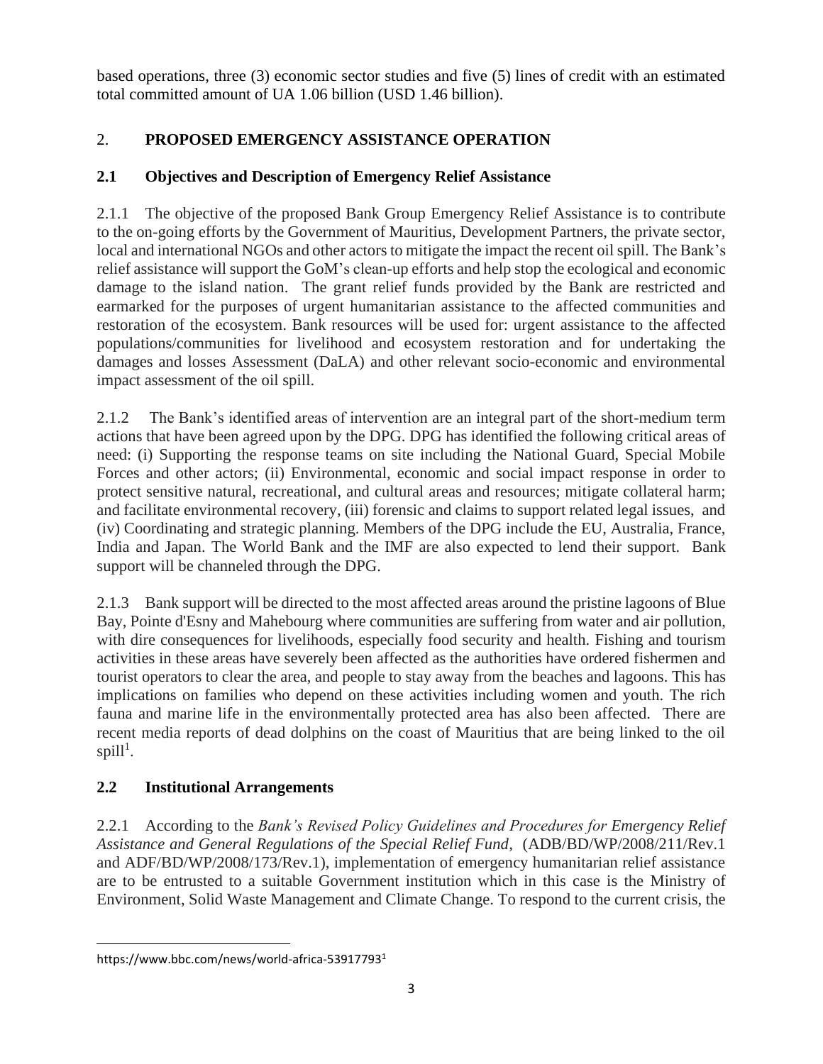based operations, three (3) economic sector studies and five (5) lines of credit with an estimated total committed amount of UA 1.06 billion (USD 1.46 billion).

## 2. PROPOSED EMERGENCY ASSISTANCE OPERATION

### 2.1 Objectives and Description of Emergency Relief Assistance

2.1.1 The objective of the proposed Bank Group Emergency Relief Assistance is to contribute to the on-going efforts by the Government of Mauritius, Development Partners, the private sector, local and international NGOs and other actors to mitigate the impact the recent oil spill. The Bank's relief assistance will support the GoM's clean-up efforts and help stop the ecological and economic damage to the island nation. The grant relief funds provided by the Bank are restricted and earmarked for the purposes of urgent humanitarian assistance to the affected communities and restoration of the ecosystem. Bank resources will be used for: urgent assistance to the affected populations/communities for livelihood and ecosystem restoration and for undertaking the damages and losses Assessment (DaLA) and other relevant socio-economic and environmental impact assessment of the oil spill.

2.1.2 The Bank's identified areas of intervention are an integral part of the short-medium term actions that have been agreed upon by the DPG. DPG has identified the following critical areas of need: (i) Supporting the response teams on site including the National Guard, Special Mobile Forces and other actors; (ii) Environmental, economic and social impact response in order to protect sensitive natural, recreational, and cultural areas and resources; mitigate collateral harm; and facilitate environmental recovery, (iii) forensic and claims to support related legal issues, and (iv) Coordinating and strategic planning. Members of the DPG include the EU, Australia, France, India and Japan. The World Bank and the IMF are also expected to lend their support. Bank support will be channeled through the DPG.

2.1.3 Bank support will be directed to the most affected areas around the pristine lagoons of Blue Bay, Pointe d'Esny and Mahebourg where communities are suffering from water and air pollution, with dire consequences for livelihoods, especially food security and health. Fishing and tourism activities in these areas have severely been affected as the authorities have ordered fishermen and tourist operators to clear the area, and people to stay away from the beaches and lagoons. This has implications on families who depend on these activities including women and youth. The rich fauna and marine life in the environmentally protected area has also been affected. There are recent media reports of dead dolphins on the coast of Mauritius that are being linked to the oil spill[1].

### 2.2 Institutional Arrangements

2.2.1 According to the *Bank's Revised Policy Guidelines and Procedures for Emergency Relief Assistance and General Regulations of the Special Relief Fund,* (ADB/BD/WP/2008/211/Rev.1 and ADF/BD/WP/2008/173/Rev.1), implementation of emergency humanitarian relief assistance are to be entrusted to a suitable Government institution which in this case is the Ministry of Environment, Solid Waste Management and Climate Change. To respond to the current crisis, the

---

https://www.bbc.com/news/world-africa-53917793[1]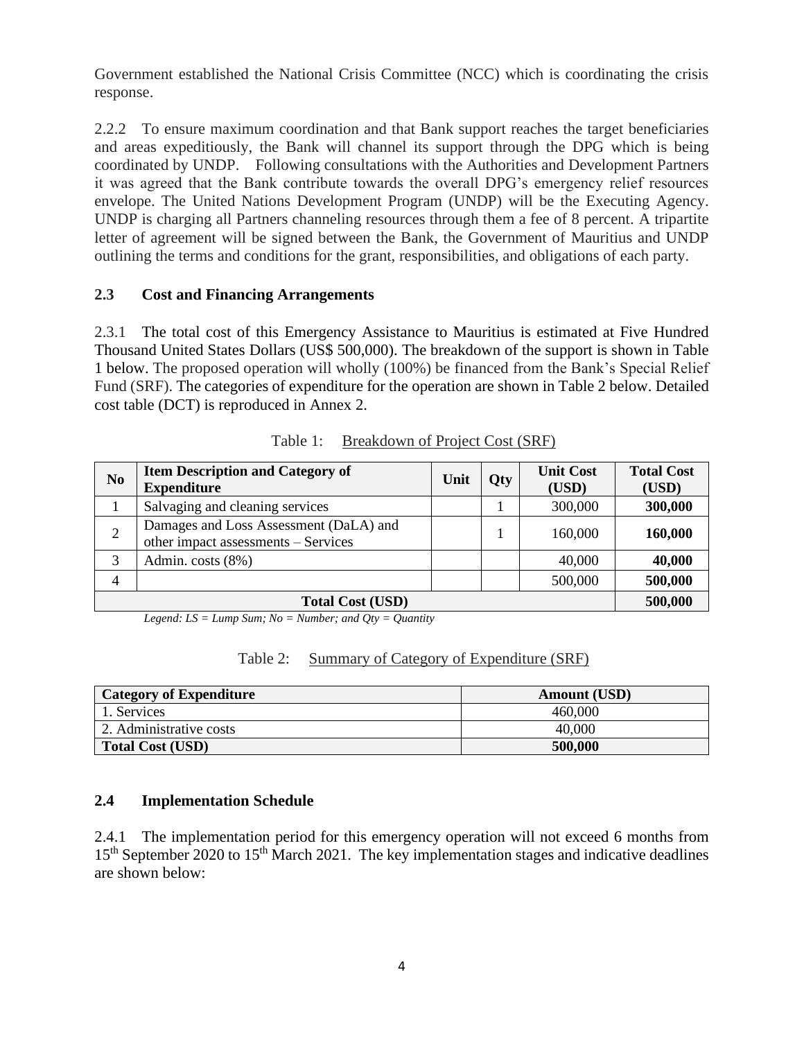Government established the National Crisis Committee (NCC) which is coordinating the crisis response.

2.2.2 To ensure maximum coordination and that Bank support reaches the target beneficiaries and areas expeditiously, the Bank will channel its support through the DPG which is being coordinated by UNDP. Following consultations with the Authorities and Development Partners it was agreed that the Bank contribute towards the overall DPG's emergency relief resources envelope. The United Nations Development Program (UNDP) will be the Executing Agency. UNDP is charging all Partners channeling resources through them a fee of 8 percent. A tripartite letter of agreement will be signed between the Bank, the Government of Mauritius and UNDP outlining the terms and conditions for the grant, responsibilities, and obligations of each party.

### 2.3 Cost and Financing Arrangements

2.3.1 The total cost of this Emergency Assistance to Mauritius is estimated at Five Hundred Thousand United States Dollars (US$ 500,000). The breakdown of the support is shown in Table 1 below. The proposed operation will wholly (100%) be financed from the Bank's Special Relief Fund (SRF). The categories of expenditure for the operation are shown in Table 2 below. Detailed cost table (DCT) is reproduced in Annex 2.

Table 1: Breakdown of Project Cost (SRF)

| No | Item Description and Category of Expenditure | Unit | Qty | Unit Cost (USD) | Total Cost (USD) |
|---|---|---|---|---|---|
| 1 | Salvaging and cleaning services | | 1 | 300,000 | **300,000** |
| 2 | Damages and Loss Assessment (DaLA) and other impact assessments – Services | | 1 | 160,000 | **160,000** |
| 3 | Admin. costs (8%) | | | 40,000 | **40,000** |
| 4 | | | | 500,000 | **500,000** |
| **Total Cost (USD)** | | | | | **500,000** |

*Legend: LS = Lump Sum; No = Number; and Qty = Quantity*

Table 2: Summary of Category of Expenditure (SRF)

| Category of Expenditure | Amount (USD) |
|---|---|
| 1. Services | 460,000 |
| 2. Administrative costs | 40,000 |
| **Total Cost (USD)** | **500,000** |

### 2.4 Implementation Schedule

2.4.1 The implementation period for this emergency operation will not exceed 6 months from 15th September 2020 to 15th March 2021. The key implementation stages and indicative deadlines are shown below: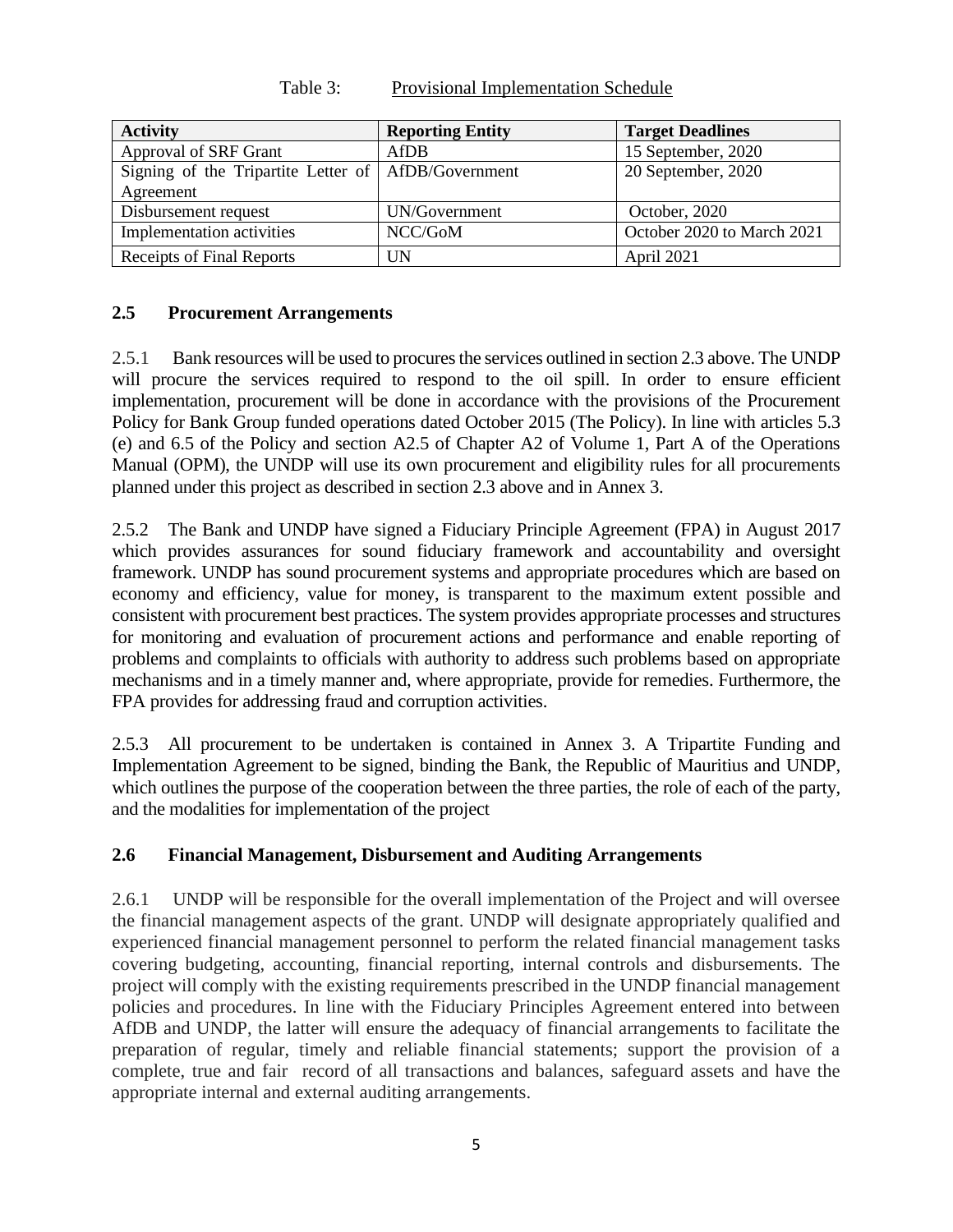Table 3: Provisional Implementation Schedule

| Activity | Reporting Entity | Target Deadlines |
|---|---|---|
| Approval of SRF Grant | AfDB | 15 September, 2020 |
| Signing of the Tripartite Letter of Agreement | AfDB/Government | 20 September, 2020 |
| Disbursement request | UN/Government | October, 2020 |
| Implementation activities | NCC/GoM | October 2020 to March 2021 |
| Receipts of Final Reports | UN | April 2021 |

### 2.5 Procurement Arrangements

2.5.1 Bank resources will be used to procures the services outlined in section 2.3 above. The UNDP will procure the services required to respond to the oil spill. In order to ensure efficient implementation, procurement will be done in accordance with the provisions of the Procurement Policy for Bank Group funded operations dated October 2015 (The Policy). In line with articles 5.3 (e) and 6.5 of the Policy and section A2.5 of Chapter A2 of Volume 1, Part A of the Operations Manual (OPM), the UNDP will use its own procurement and eligibility rules for all procurements planned under this project as described in section 2.3 above and in Annex 3.

2.5.2 The Bank and UNDP have signed a Fiduciary Principle Agreement (FPA) in August 2017 which provides assurances for sound fiduciary framework and accountability and oversight framework. UNDP has sound procurement systems and appropriate procedures which are based on economy and efficiency, value for money, is transparent to the maximum extent possible and consistent with procurement best practices. The system provides appropriate processes and structures for monitoring and evaluation of procurement actions and performance and enable reporting of problems and complaints to officials with authority to address such problems based on appropriate mechanisms and in a timely manner and, where appropriate, provide for remedies. Furthermore, the FPA provides for addressing fraud and corruption activities.

2.5.3 All procurement to be undertaken is contained in Annex 3. A Tripartite Funding and Implementation Agreement to be signed, binding the Bank, the Republic of Mauritius and UNDP, which outlines the purpose of the cooperation between the three parties, the role of each of the party, and the modalities for implementation of the project

### 2.6 Financial Management, Disbursement and Auditing Arrangements

2.6.1 UNDP will be responsible for the overall implementation of the Project and will oversee the financial management aspects of the grant. UNDP will designate appropriately qualified and experienced financial management personnel to perform the related financial management tasks covering budgeting, accounting, financial reporting, internal controls and disbursements. The project will comply with the existing requirements prescribed in the UNDP financial management policies and procedures. In line with the Fiduciary Principles Agreement entered into between AfDB and UNDP, the latter will ensure the adequacy of financial arrangements to facilitate the preparation of regular, timely and reliable financial statements; support the provision of a complete, true and fair record of all transactions and balances, safeguard assets and have the appropriate internal and external auditing arrangements.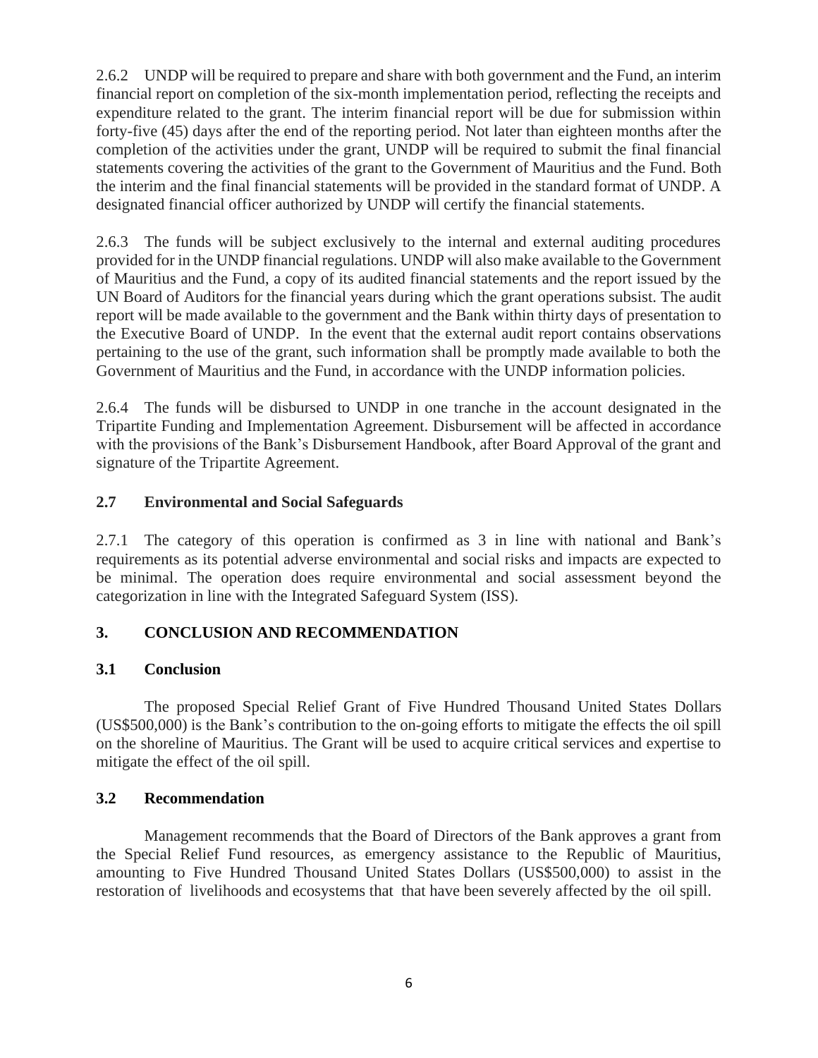2.6.2 UNDP will be required to prepare and share with both government and the Fund, an interim financial report on completion of the six-month implementation period, reflecting the receipts and expenditure related to the grant. The interim financial report will be due for submission within forty-five (45) days after the end of the reporting period. Not later than eighteen months after the completion of the activities under the grant, UNDP will be required to submit the final financial statements covering the activities of the grant to the Government of Mauritius and the Fund. Both the interim and the final financial statements will be provided in the standard format of UNDP. A designated financial officer authorized by UNDP will certify the financial statements.

2.6.3 The funds will be subject exclusively to the internal and external auditing procedures provided for in the UNDP financial regulations. UNDP will also make available to the Government of Mauritius and the Fund, a copy of its audited financial statements and the report issued by the UN Board of Auditors for the financial years during which the grant operations subsist. The audit report will be made available to the government and the Bank within thirty days of presentation to the Executive Board of UNDP. In the event that the external audit report contains observations pertaining to the use of the grant, such information shall be promptly made available to both the Government of Mauritius and the Fund, in accordance with the UNDP information policies.

2.6.4 The funds will be disbursed to UNDP in one tranche in the account designated in the Tripartite Funding and Implementation Agreement. Disbursement will be affected in accordance with the provisions of the Bank's Disbursement Handbook, after Board Approval of the grant and signature of the Tripartite Agreement.

### 2.7 Environmental and Social Safeguards

2.7.1 The category of this operation is confirmed as 3 in line with national and Bank's requirements as its potential adverse environmental and social risks and impacts are expected to be minimal. The operation does require environmental and social assessment beyond the categorization in line with the Integrated Safeguard System (ISS).

## 3. CONCLUSION AND RECOMMENDATION

### 3.1 Conclusion

The proposed Special Relief Grant of Five Hundred Thousand United States Dollars (US$500,000) is the Bank's contribution to the on-going efforts to mitigate the effects the oil spill on the shoreline of Mauritius. The Grant will be used to acquire critical services and expertise to mitigate the effect of the oil spill.

### 3.2 Recommendation

Management recommends that the Board of Directors of the Bank approves a grant from the Special Relief Fund resources, as emergency assistance to the Republic of Mauritius, amounting to Five Hundred Thousand United States Dollars (US$500,000) to assist in the restoration of livelihoods and ecosystems that that have been severely affected by the oil spill.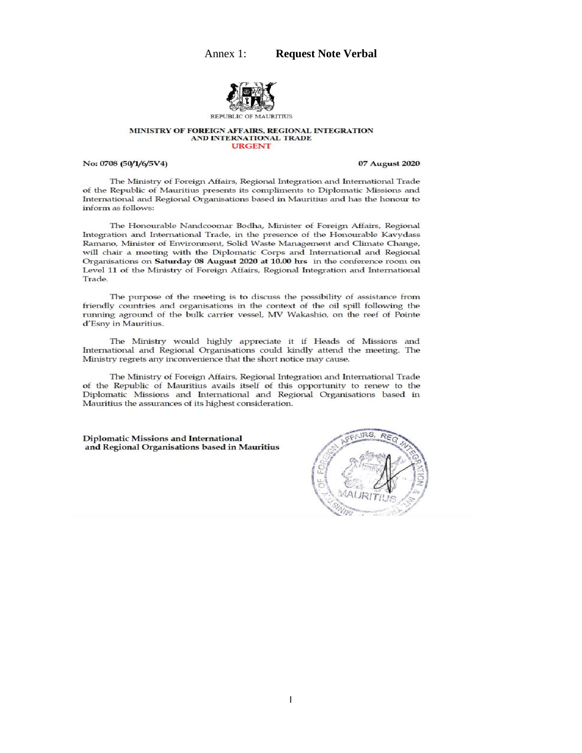Annex 1: **Request Note Verbal**

REPUBLIC OF MAURITIUS

**MINISTRY OF FOREIGN AFFAIRS, REGIONAL INTEGRATION AND INTERNATIONAL TRADE**

**URGENT**

**No: 0708 (50/1/6/5V4)** **07 August 2020**

The Ministry of Foreign Affairs, Regional Integration and International Trade of the Republic of Mauritius presents its compliments to Diplomatic Missions and International and Regional Organisations based in Mauritius and has the honour to inform as follows:

The Honourable Nandcoomar Bodha, Minister of Foreign Affairs, Regional Integration and International Trade, in the presence of the Honourable Kavydass Ramano, Minister of Environment, Solid Waste Management and Climate Change, will chair a meeting with the Diplomatic Corps and International and Regional Organisations on **Saturday 08 August 2020 at 10.00 hrs** in the conference room on Level 11 of the Ministry of Foreign Affairs, Regional Integration and International Trade.

The purpose of the meeting is to discuss the possibility of assistance from friendly countries and organisations in the context of the oil spill following the running aground of the bulk carrier vessel, MV Wakashio, on the reef of Pointe d'Esny in Mauritius.

The Ministry would highly appreciate it if Heads of Missions and International and Regional Organisations could kindly attend the meeting. The Ministry regrets any inconvenience that the short notice may cause.

The Ministry of Foreign Affairs, Regional Integration and International Trade of the Republic of Mauritius avails itself of this opportunity to renew to the Diplomatic Missions and International and Regional Organisations based in Mauritius the assurances of its highest consideration.

**Diplomatic Missions and International and Regional Organisations based in Mauritius**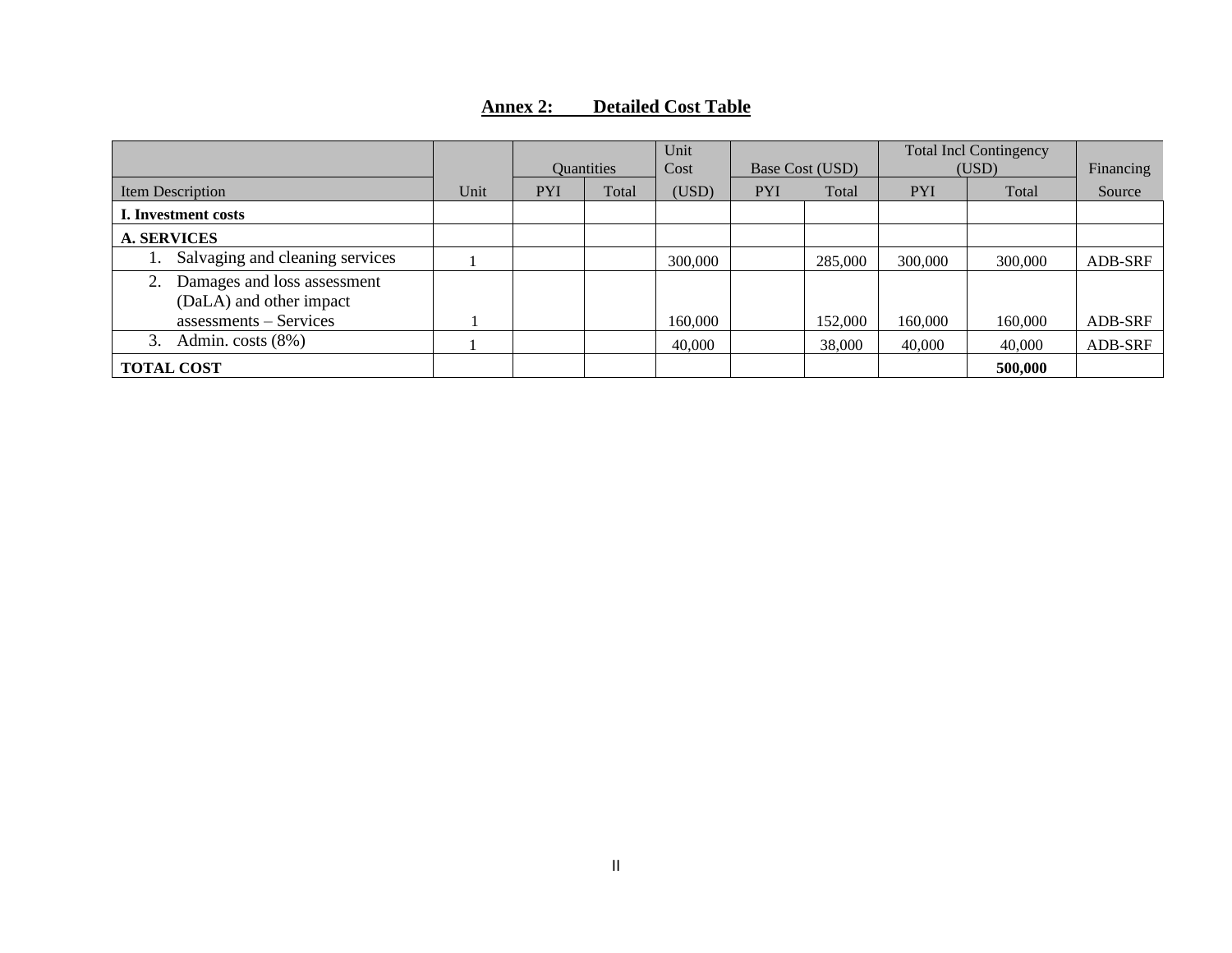## Annex 2: Detailed Cost Table

| | | Quantities | | Unit Cost | Base Cost (USD) | | Total Incl Contingency (USD) | | Financing |
|---|---|---|---|---|---|---|---|---|---|
| Item Description | Unit | PYI | Total | (USD) | PYI | Total | PYI | Total | Source |
| **I. Investment costs** | | | | | | | | | |
| **A. SERVICES** | | | | | | | | | |
| 1. Salvaging and cleaning services | 1 | | | 300,000 | | 285,000 | 300,000 | 300,000 | ADB-SRF |
| 2. Damages and loss assessment (DaLA) and other impact assessments – Services | 1 | | | 160,000 | | 152,000 | 160,000 | 160,000 | ADB-SRF |
| 3. Admin. costs (8%) | 1 | | | 40,000 | | 38,000 | 40,000 | 40,000 | ADB-SRF |
| **TOTAL COST** | | | | | | | | **500,000** | |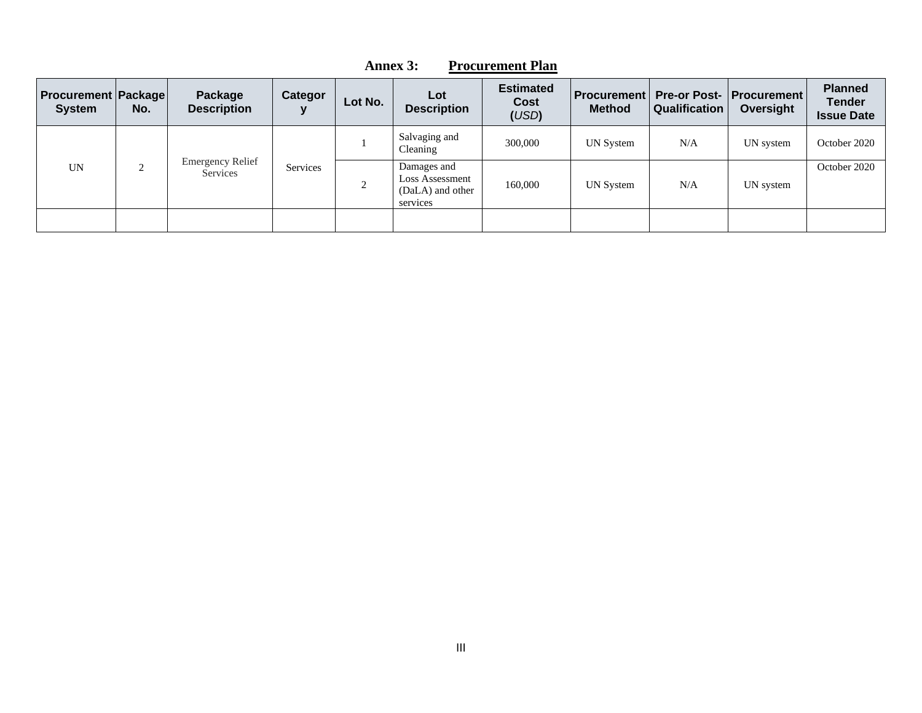## Annex 3: <u>Procurement Plan</u>

| Procurement System | Package No. | Package Description | Category | Lot No. | Lot Description | Estimated Cost (*USD*) | Procurement Method | Pre-or Post-Qualification | Procurement Oversight | Planned Tender Issue Date |
|---|---|---|---|---|---|---|---|---|---|---|
| UN | 2 | Emergency Relief Services | Services | 1 | Salvaging and Cleaning | 300,000 | UN System | N/A | UN system | October 2020 |
| | | | | 2 | Damages and Loss Assessment (DaLA) and other services | 160,000 | UN System | N/A | UN system | October 2020 |
| | | | | | | | | | | |